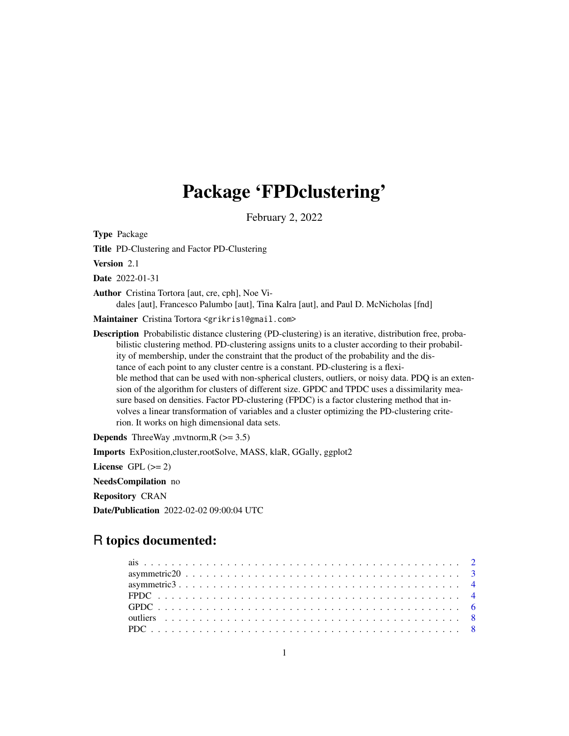# Package 'FPDclustering'

February 2, 2022

**Type** Package

**Title** PD-Clustering and Factor PD-Clustering

**Version** 2.1

**Date** 2022-01-31

**Author** Cristina Tortora [aut, cre, cph], Noe Vidales [aut], Francesco Palumbo [aut], Tina Kalra [aut], and Paul D. McNicholas [fnd]

**Maintainer** Cristina Tortora <grikris1@gmail.com>

**Description** Probabilistic distance clustering (PD-clustering) is an iterative, distribution free, probabilistic clustering method. PD-clustering assigns units to a cluster according to their probability of membership, under the constraint that the product of the probability and the distance of each point to any cluster centre is a constant. PD-clustering is a flexible method that can be used with non-spherical clusters, outliers, or noisy data. PDQ is an extension of the algorithm for clusters of different size. GPDC and TPDC uses a dissimilarity measure based on densities. Factor PD-clustering (FPDC) is a factor clustering method that involves a linear transformation of variables and a cluster optimizing the PD-clustering criterion. It works on high dimensional data sets.

**Depends** ThreeWay ,mvtnorm,R (>= 3.5)

**Imports** ExPosition,cluster,rootSolve, MASS, klaR, GGally, ggplot2

**License** GPL (>= 2)

**NeedsCompilation** no

**Repository** CRAN

**Date/Publication** 2022-02-02 09:00:04 UTC

## R topics documented:

| | |
|---|---|
| ais | 2 |
| asymmetric20 | 3 |
| asymmetric3 | 4 |
| FPDC | 4 |
| GPDC | 6 |
| outliers | 8 |
| PDC | 8 |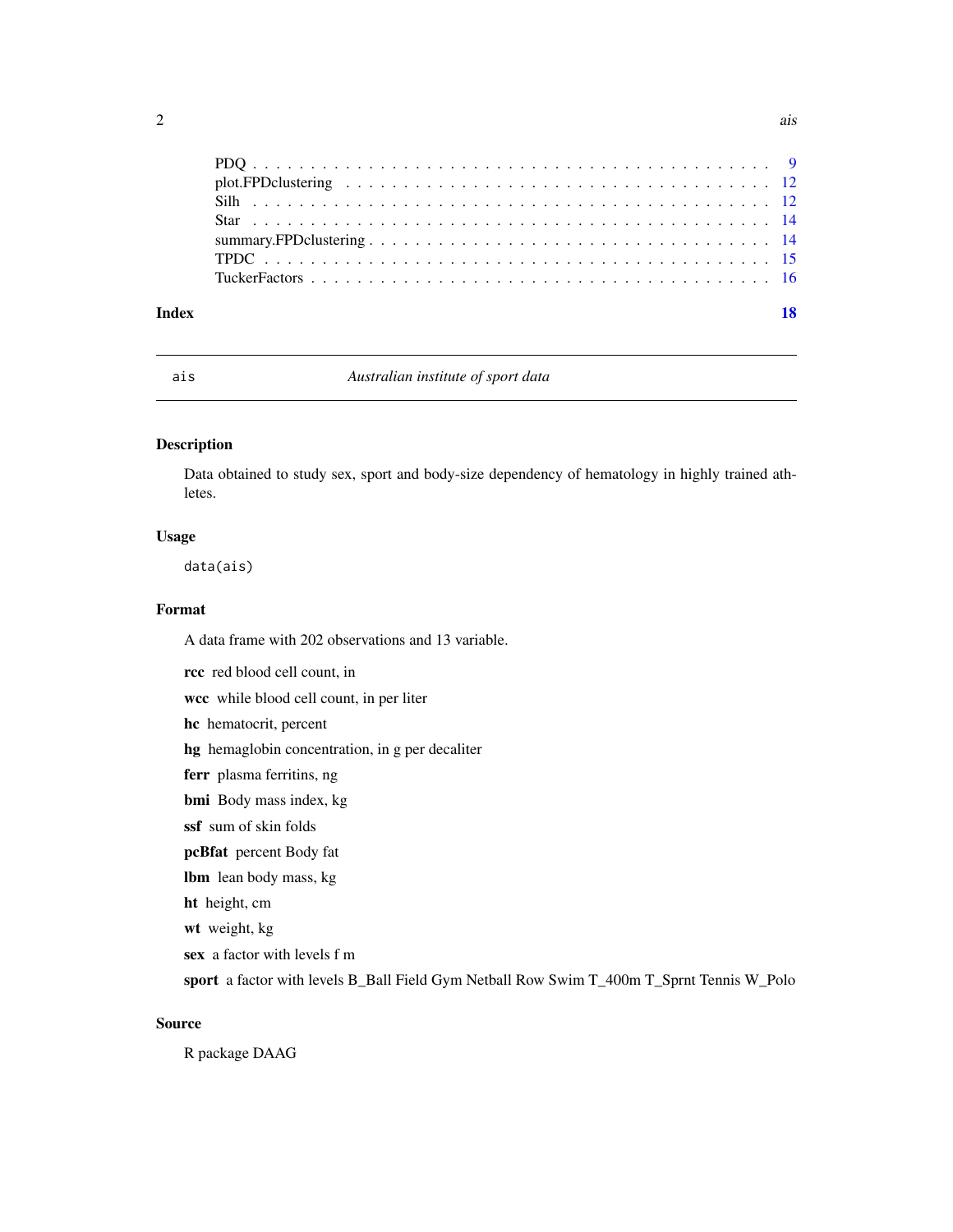PDQ . . . . . . . . . . . . . . . . . . . . . . . . . . . . . . . . . . . . . . . . . . 9
plot.FPDclustering . . . . . . . . . . . . . . . . . . . . . . . . . . . . . . . . . . . 12
Silh . . . . . . . . . . . . . . . . . . . . . . . . . . . . . . . . . . . . . . . . . . 12
Star . . . . . . . . . . . . . . . . . . . . . . . . . . . . . . . . . . . . . . . . . . 14
summary.FPDclustering . . . . . . . . . . . . . . . . . . . . . . . . . . . . . . . . . 14
TPDC . . . . . . . . . . . . . . . . . . . . . . . . . . . . . . . . . . . . . . . . . . 15
TuckerFactors . . . . . . . . . . . . . . . . . . . . . . . . . . . . . . . . . . . . . 16

**Index** **18**

---

`ais` *Australian institute of sport data*

---

## Description

Data obtained to study sex, sport and body-size dependency of hematology in highly trained athletes.

## Usage

```
data(ais)
```

## Format

A data frame with 202 observations and 13 variable.

**rcc** red blood cell count, in

**wcc** while blood cell count, in per liter

**hc** hematocrit, percent

**hg** hemaglobin concentration, in g per decaliter

**ferr** plasma ferritins, ng

**bmi** Body mass index, kg

**ssf** sum of skin folds

**pcBfat** percent Body fat

**lbm** lean body mass, kg

**ht** height, cm

**wt** weight, kg

**sex** a factor with levels f m

**sport** a factor with levels B_Ball Field Gym Netball Row Swim T_400m T_Sprnt Tennis W_Polo

## Source

R package DAAG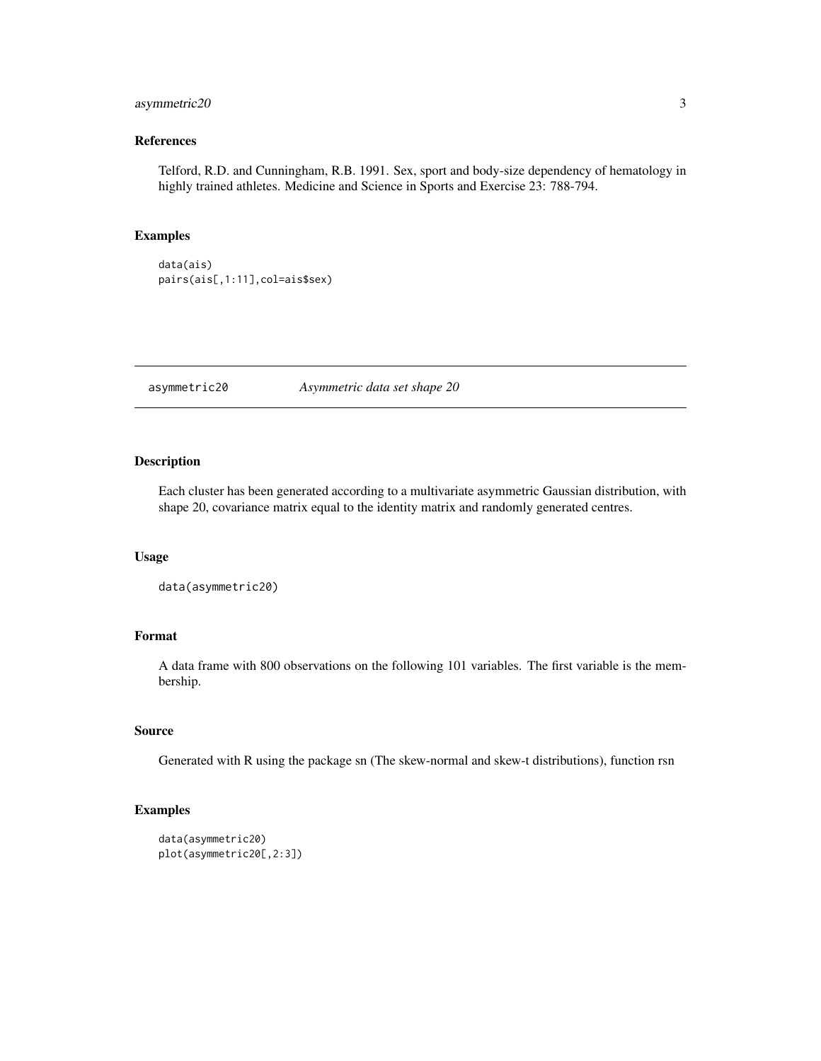### References

Telford, R.D. and Cunningham, R.B. 1991. Sex, sport and body-size dependency of hematology in highly trained athletes. Medicine and Science in Sports and Exercise 23: 788-794.

### Examples

```
data(ais)
pairs(ais[,1:11],col=ais$sex)
```

---

## asymmetric20 *Asymmetric data set shape 20*

---

### Description

Each cluster has been generated according to a multivariate asymmetric Gaussian distribution, with shape 20, covariance matrix equal to the identity matrix and randomly generated centres.

### Usage

```
data(asymmetric20)
```

### Format

A data frame with 800 observations on the following 101 variables. The first variable is the membership.

### Source

Generated with R using the package sn (The skew-normal and skew-t distributions), function rsn

### Examples

```
data(asymmetric20)
plot(asymmetric20[,2:3])
```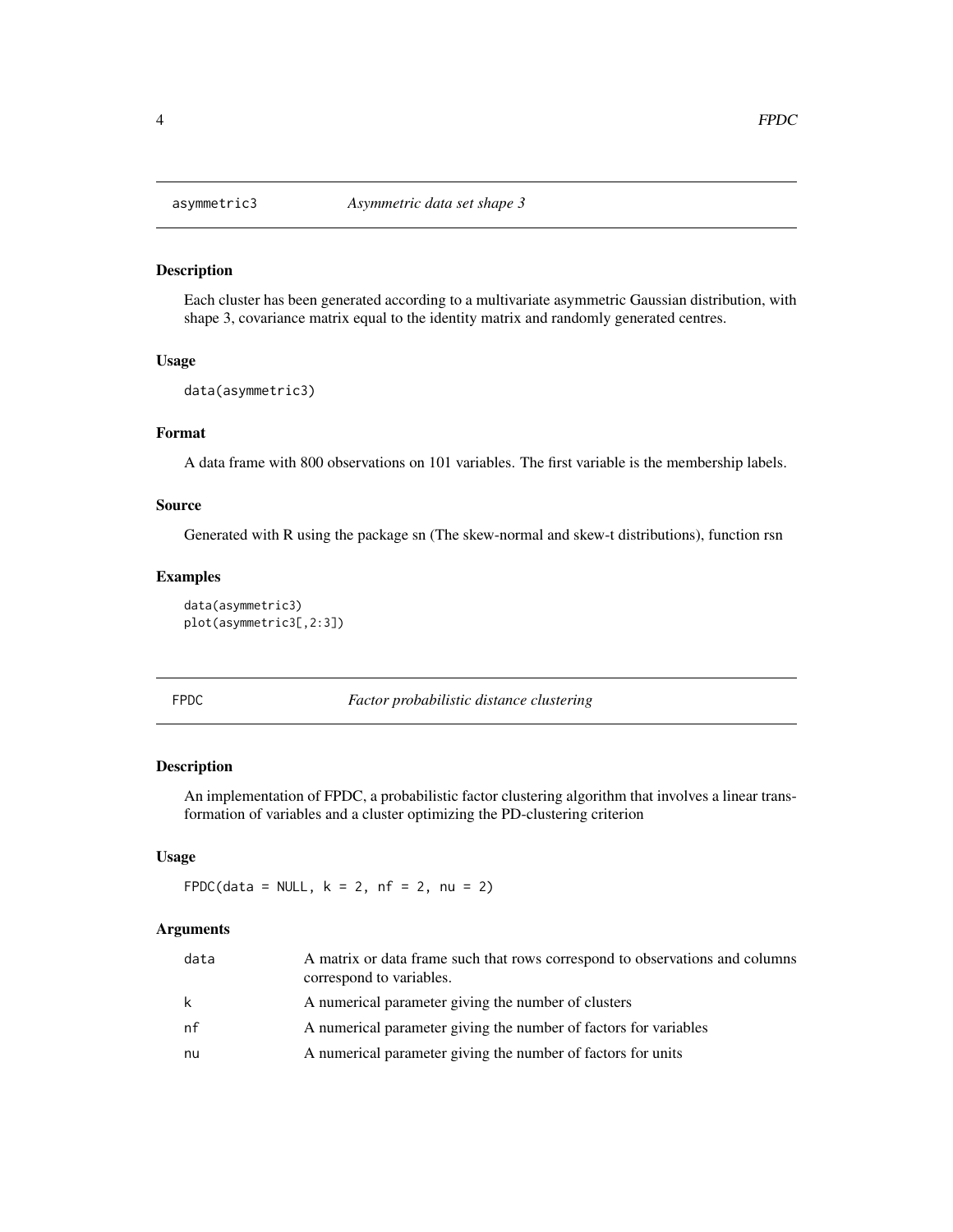## asymmetric3 — *Asymmetric data set shape 3*

### Description

Each cluster has been generated according to a multivariate asymmetric Gaussian distribution, with shape 3, covariance matrix equal to the identity matrix and randomly generated centres.

### Usage

```
data(asymmetric3)
```

### Format

A data frame with 800 observations on 101 variables. The first variable is the membership labels.

### Source

Generated with R using the package sn (The skew-normal and skew-t distributions), function rsn

### Examples

```
data(asymmetric3)
plot(asymmetric3[,2:3])
```

## FPDC — *Factor probabilistic distance clustering*

### Description

An implementation of FPDC, a probabilistic factor clustering algorithm that involves a linear transformation of variables and a cluster optimizing the PD-clustering criterion

### Usage

```
FPDC(data = NULL, k = 2, nf = 2, nu = 2)
```

### Arguments

| | |
|---|---|
| data | A matrix or data frame such that rows correspond to observations and columns correspond to variables. |
| k | A numerical parameter giving the number of clusters |
| nf | A numerical parameter giving the number of factors for variables |
| nu | A numerical parameter giving the number of factors for units |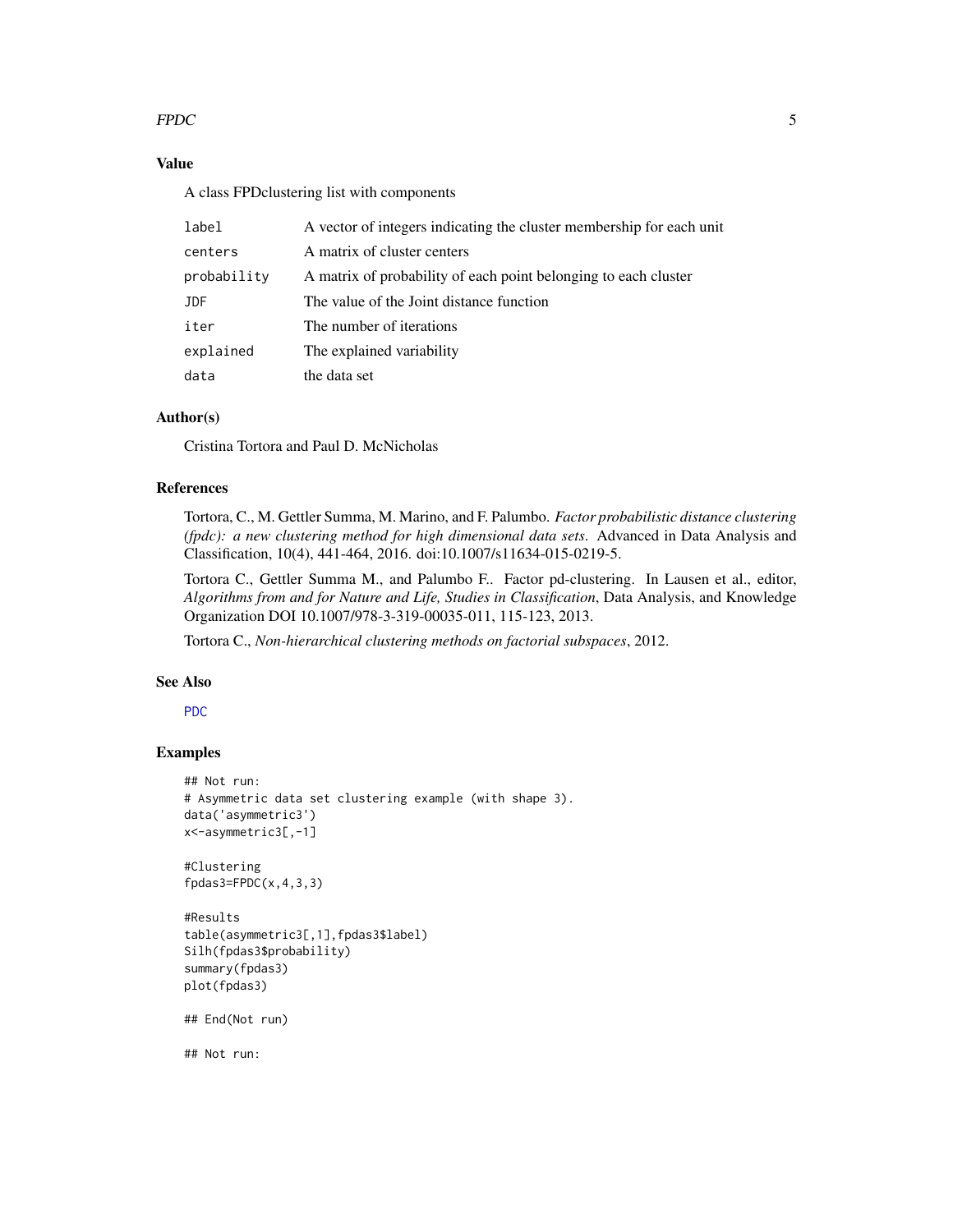## Value

A class FPDclustering list with components

| | |
|---|---|
| label | A vector of integers indicating the cluster membership for each unit |
| centers | A matrix of cluster centers |
| probability | A matrix of probability of each point belonging to each cluster |
| JDF | The value of the Joint distance function |
| iter | The number of iterations |
| explained | The explained variability |
| data | the data set |

## Author(s)

Cristina Tortora and Paul D. McNicholas

## References

Tortora, C., M. Gettler Summa, M. Marino, and F. Palumbo. *Factor probabilistic distance clustering (fpdc): a new clustering method for high dimensional data sets*. Advanced in Data Analysis and Classification, 10(4), 441-464, 2016. doi:10.1007/s11634-015-0219-5.

Tortora C., Gettler Summa M., and Palumbo F.. Factor pd-clustering. In Lausen et al., editor, *Algorithms from and for Nature and Life, Studies in Classification*, Data Analysis, and Knowledge Organization DOI 10.1007/978-3-319-00035-011, 115-123, 2013.

Tortora C., *Non-hierarchical clustering methods on factorial subspaces*, 2012.

## See Also

PDC

## Examples

```
## Not run:
# Asymmetric data set clustering example (with shape 3).
data('asymmetric3')
x<-asymmetric3[,-1]

#Clustering
fpdas3=FPDC(x,4,3,3)

#Results
table(asymmetric3[,1],fpdas3$label)
Silh(fpdas3$probability)
summary(fpdas3)
plot(fpdas3)

## End(Not run)

## Not run:
```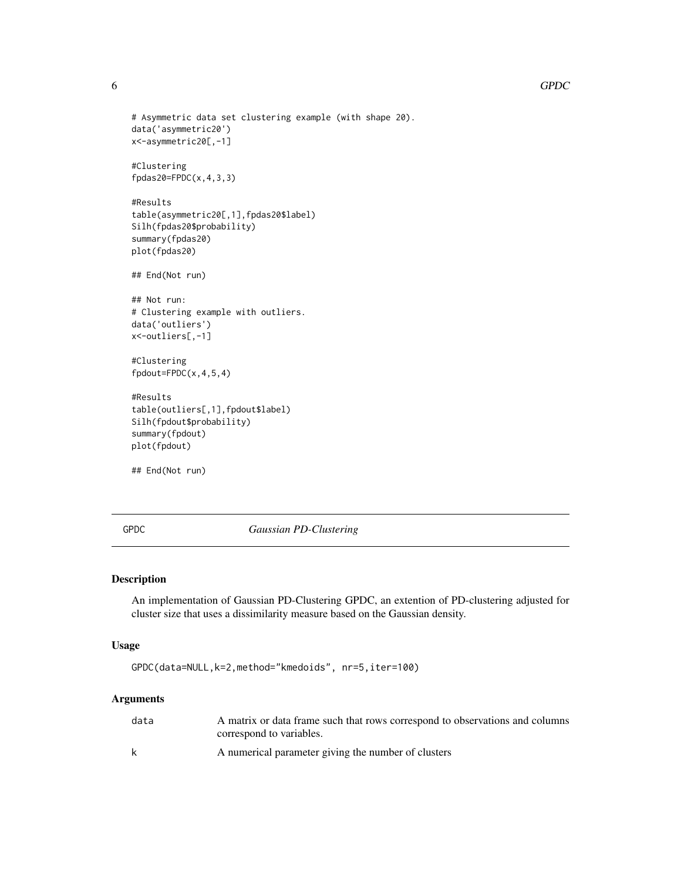```
# Asymmetric data set clustering example (with shape 20).
data('asymmetric20')
x<-asymmetric20[,-1]

#Clustering
fpdas20=FPDC(x,4,3,3)

#Results
table(asymmetric20[,1],fpdas20$label)
Silh(fpdas20$probability)
summary(fpdas20)
plot(fpdas20)

## End(Not run)

## Not run:
# Clustering example with outliers.
data('outliers')
x<-outliers[,-1]

#Clustering
fpdout=FPDC(x,4,5,4)

#Results
table(outliers[,1],fpdout$label)
Silh(fpdout$probability)
summary(fpdout)
plot(fpdout)

## End(Not run)
```

## GPDC *Gaussian PD-Clustering*

### Description

An implementation of Gaussian PD-Clustering GPDC, an extention of PD-clustering adjusted for cluster size that uses a dissimilarity measure based on the Gaussian density.

### Usage

```
GPDC(data=NULL,k=2,method="kmedoids", nr=5,iter=100)
```

### Arguments

| | |
|---|---|
| data | A matrix or data frame such that rows correspond to observations and columns correspond to variables. |
| k | A numerical parameter giving the number of clusters |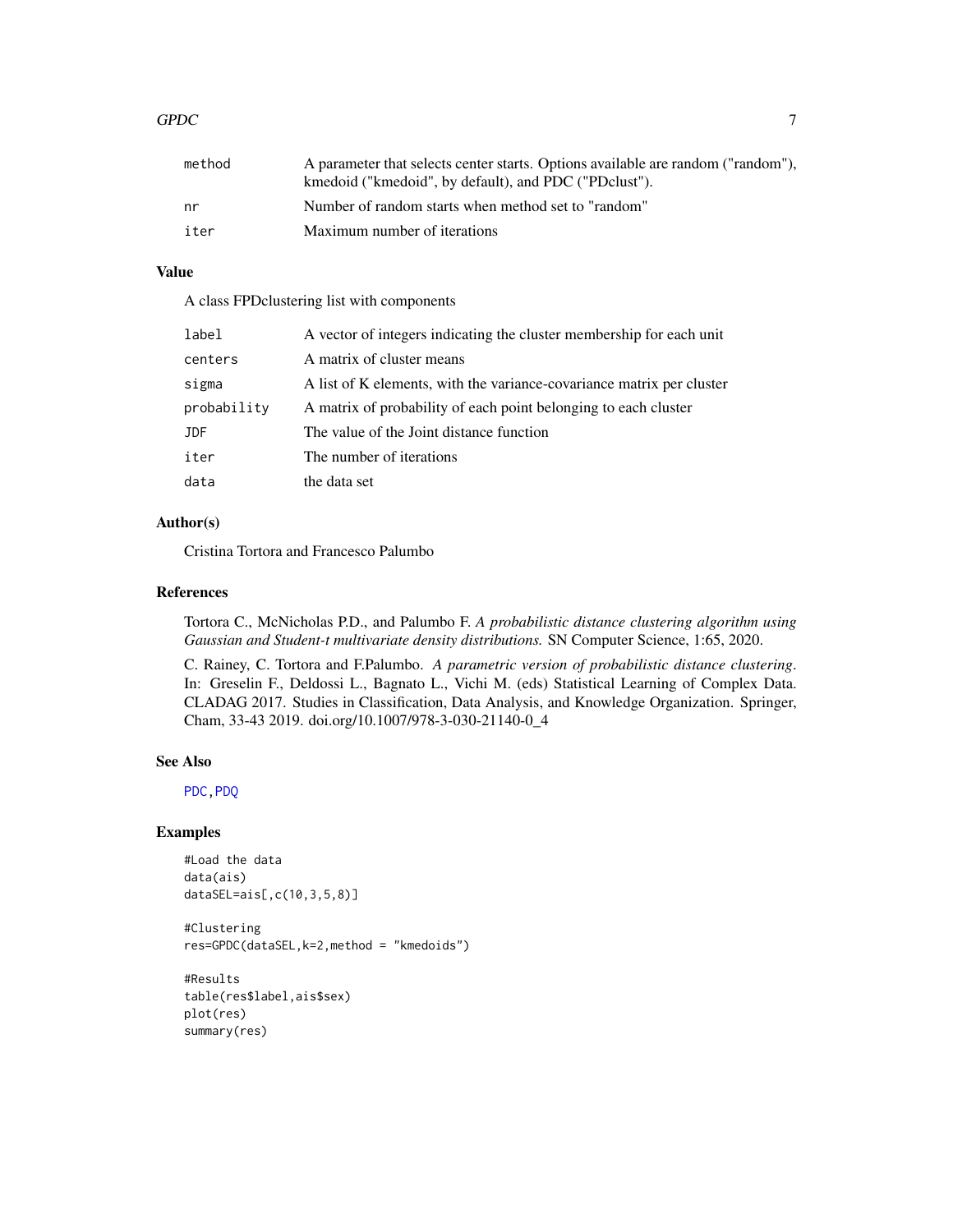| | |
|---|---|
| method | A parameter that selects center starts. Options available are random ("random"), kmedoid ("kmedoid", by default), and PDC ("PDclust"). |
| nr | Number of random starts when method set to "random" |
| iter | Maximum number of iterations |

## Value

A class FPDclustering list with components

| | |
|---|---|
| label | A vector of integers indicating the cluster membership for each unit |
| centers | A matrix of cluster means |
| sigma | A list of K elements, with the variance-covariance matrix per cluster |
| probability | A matrix of probability of each point belonging to each cluster |
| JDF | The value of the Joint distance function |
| iter | The number of iterations |
| data | the data set |

## Author(s)

Cristina Tortora and Francesco Palumbo

## References

Tortora C., McNicholas P.D., and Palumbo F. *A probabilistic distance clustering algorithm using Gaussian and Student-t multivariate density distributions.* SN Computer Science, 1:65, 2020.

C. Rainey, C. Tortora and F.Palumbo. *A parametric version of probabilistic distance clustering*. In: Greselin F., Deldossi L., Bagnato L., Vichi M. (eds) Statistical Learning of Complex Data. CLADAG 2017. Studies in Classification, Data Analysis, and Knowledge Organization. Springer, Cham, 33-43 2019. doi.org/10.1007/978-3-030-21140-0_4

## See Also

PDC, PDQ

## Examples

```
#Load the data
data(ais)
dataSEL=ais[,c(10,3,5,8)]

#Clustering
res=GPDC(dataSEL,k=2,method = "kmedoids")

#Results
table(res$label,ais$sex)
plot(res)
summary(res)
```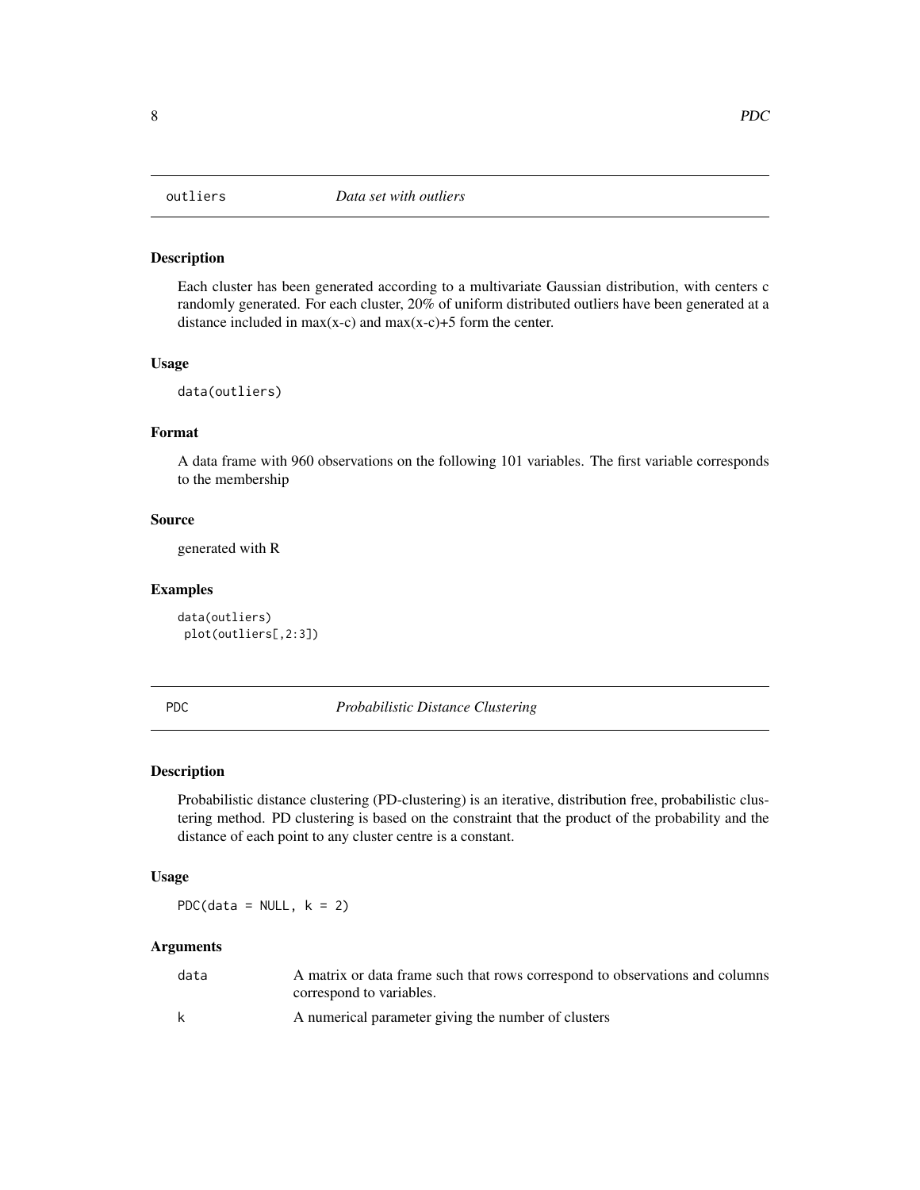## outliers — *Data set with outliers*

### Description

Each cluster has been generated according to a multivariate Gaussian distribution, with centers c randomly generated. For each cluster, 20% of uniform distributed outliers have been generated at a distance included in max(x-c) and max(x-c)+5 form the center.

### Usage

```
data(outliers)
```

### Format

A data frame with 960 observations on the following 101 variables. The first variable corresponds to the membership

### Source

generated with R

### Examples

```
data(outliers)
 plot(outliers[,2:3])
```

## PDC — *Probabilistic Distance Clustering*

### Description

Probabilistic distance clustering (PD-clustering) is an iterative, distribution free, probabilistic clustering method. PD clustering is based on the constraint that the product of the probability and the distance of each point to any cluster centre is a constant.

### Usage

```
PDC(data = NULL, k = 2)
```

### Arguments

| | |
|---|---|
| data | A matrix or data frame such that rows correspond to observations and columns correspond to variables. |
| k | A numerical parameter giving the number of clusters |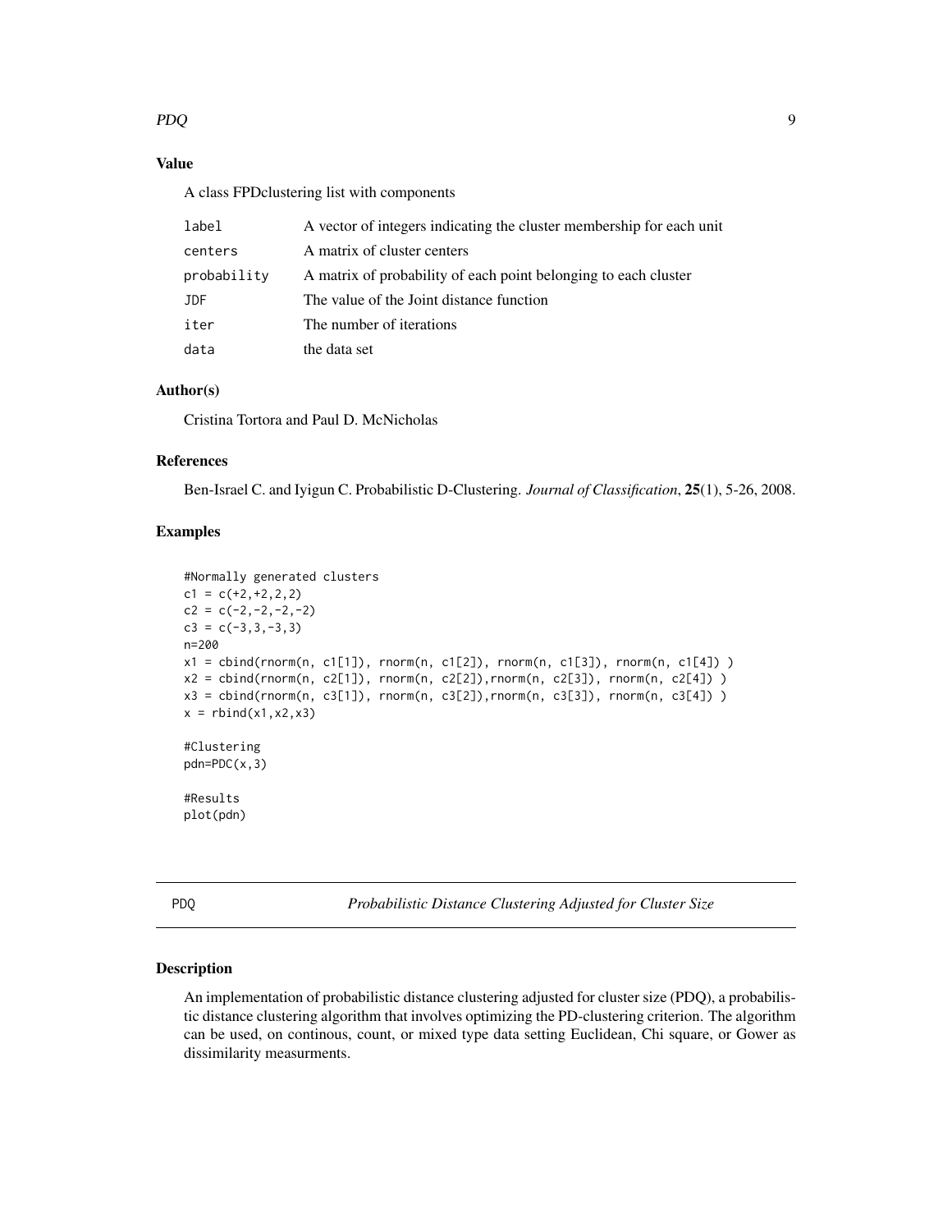### Value

A class FPDclustering list with components

| | |
|---|---|
| label | A vector of integers indicating the cluster membership for each unit |
| centers | A matrix of cluster centers |
| probability | A matrix of probability of each point belonging to each cluster |
| JDF | The value of the Joint distance function |
| iter | The number of iterations |
| data | the data set |

### Author(s)

Cristina Tortora and Paul D. McNicholas

### References

Ben-Israel C. and Iyigun C. Probabilistic D-Clustering. *Journal of Classification*, **25**(1), 5-26, 2008.

### Examples

```
#Normally generated clusters
c1 = c(+2,+2,2,2)
c2 = c(-2,-2,-2,-2)
c3 = c(-3,3,-3,3)
n=200
x1 = cbind(rnorm(n, c1[1]), rnorm(n, c1[2]), rnorm(n, c1[3]), rnorm(n, c1[4]) )
x2 = cbind(rnorm(n, c2[1]), rnorm(n, c2[2]),rnorm(n, c2[3]), rnorm(n, c2[4]) )
x3 = cbind(rnorm(n, c3[1]), rnorm(n, c3[2]),rnorm(n, c3[3]), rnorm(n, c3[4]) )
x = rbind(x1,x2,x3)

#Clustering
pdn=PDC(x,3)

#Results
plot(pdn)
```

---

## PDQ — *Probabilistic Distance Clustering Adjusted for Cluster Size*

### Description

An implementation of probabilistic distance clustering adjusted for cluster size (PDQ), a probabilistic distance clustering algorithm that involves optimizing the PD-clustering criterion. The algorithm can be used, on continous, count, or mixed type data setting Euclidean, Chi square, or Gower as dissimilarity measurments.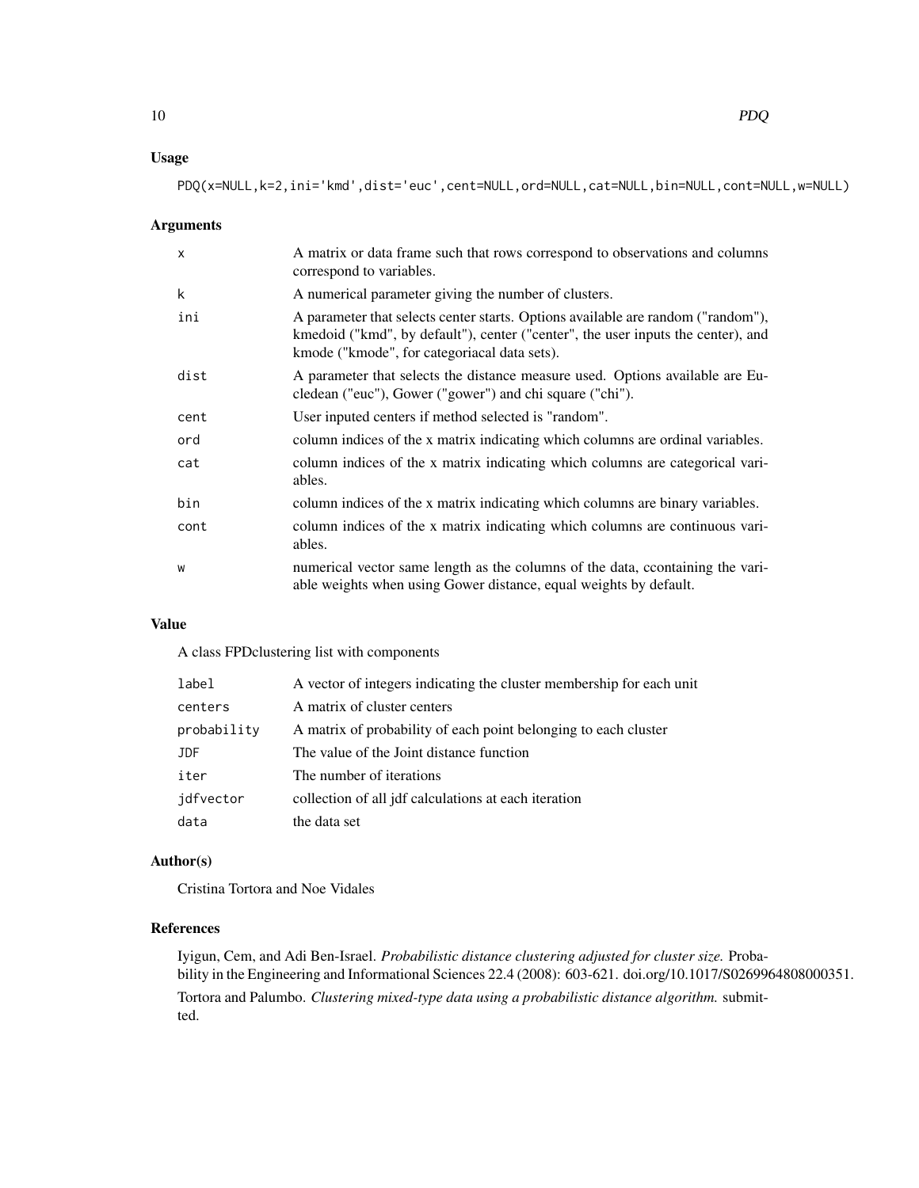## Usage

```
PDQ(x=NULL,k=2,ini='kmd',dist='euc',cent=NULL,ord=NULL,cat=NULL,bin=NULL,cont=NULL,w=NULL)
```

## Arguments

| | |
|---|---|
| x | A matrix or data frame such that rows correspond to observations and columns correspond to variables. |
| k | A numerical parameter giving the number of clusters. |
| ini | A parameter that selects center starts. Options available are random ("random"), kmedoid ("kmd", by default"), center ("center", the user inputs the center), and kmode ("kmode", for categoriacal data sets). |
| dist | A parameter that selects the distance measure used. Options available are Eucledean ("euc"), Gower ("gower") and chi square ("chi"). |
| cent | User inputed centers if method selected is "random". |
| ord | column indices of the x matrix indicating which columns are ordinal variables. |
| cat | column indices of the x matrix indicating which columns are categorical variables. |
| bin | column indices of the x matrix indicating which columns are binary variables. |
| cont | column indices of the x matrix indicating which columns are continuous variables. |
| w | numerical vector same length as the columns of the data, ccontaining the variable weights when using Gower distance, equal weights by default. |

## Value

A class FPDclustering list with components

| | |
|---|---|
| label | A vector of integers indicating the cluster membership for each unit |
| centers | A matrix of cluster centers |
| probability | A matrix of probability of each point belonging to each cluster |
| JDF | The value of the Joint distance function |
| iter | The number of iterations |
| jdfvector | collection of all jdf calculations at each iteration |
| data | the data set |

## Author(s)

Cristina Tortora and Noe Vidales

## References

Iyigun, Cem, and Adi Ben-Israel. *Probabilistic distance clustering adjusted for cluster size.* Probability in the Engineering and Informational Sciences 22.4 (2008): 603-621. doi.org/10.1017/S0269964808000351.

Tortora and Palumbo. *Clustering mixed-type data using a probabilistic distance algorithm.* submitted.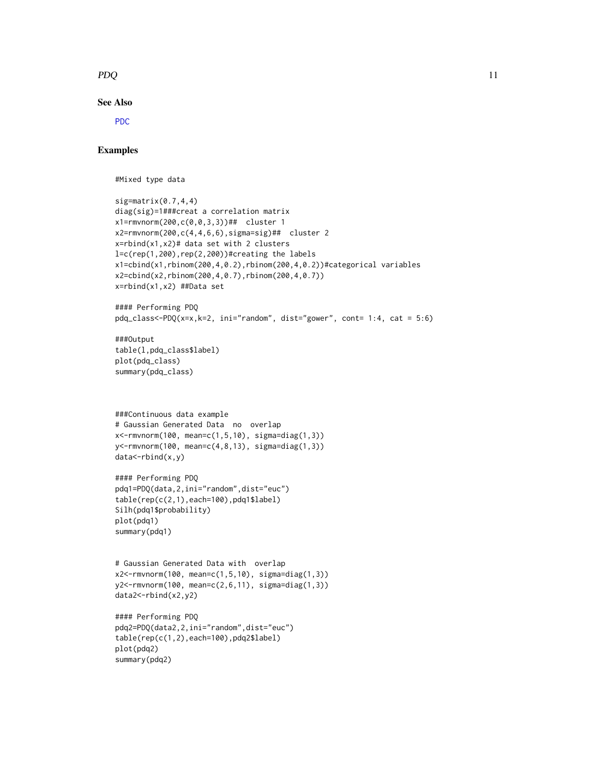### See Also

PDC

### Examples

```
#Mixed type data

sig=matrix(0.7,4,4)
diag(sig)=1###creat a correlation matrix
x1=rmvnorm(200,c(0,0,3,3))##  cluster 1
x2=rmvnorm(200,c(4,4,6,6),sigma=sig)##  cluster 2
x=rbind(x1,x2)# data set with 2 clusters
l=c(rep(1,200),rep(2,200))#creating the labels
x1=cbind(x1,rbinom(200,4,0.2),rbinom(200,4,0.2))#categorical variables
x2=cbind(x2,rbinom(200,4,0.7),rbinom(200,4,0.7))
x=rbind(x1,x2) ##Data set

#### Performing PDQ
pdq_class<-PDQ(x=x,k=2, ini="random", dist="gower", cont= 1:4, cat = 5:6)

###Output
table(l,pdq_class$label)
plot(pdq_class)
summary(pdq_class)



###Continuous data example
# Gaussian Generated Data  no  overlap
x<-rmvnorm(100, mean=c(1,5,10), sigma=diag(1,3))
y<-rmvnorm(100, mean=c(4,8,13), sigma=diag(1,3))
data<-rbind(x,y)

#### Performing PDQ
pdq1=PDQ(data,2,ini="random",dist="euc")
table(rep(c(2,1),each=100),pdq1$label)
Silh(pdq1$probability)
plot(pdq1)
summary(pdq1)


# Gaussian Generated Data with  overlap
x2<-rmvnorm(100, mean=c(1,5,10), sigma=diag(1,3))
y2<-rmvnorm(100, mean=c(2,6,11), sigma=diag(1,3))
data2<-rbind(x2,y2)

#### Performing PDQ
pdq2=PDQ(data2,2,ini="random",dist="euc")
table(rep(c(1,2),each=100),pdq2$label)
plot(pdq2)
summary(pdq2)
```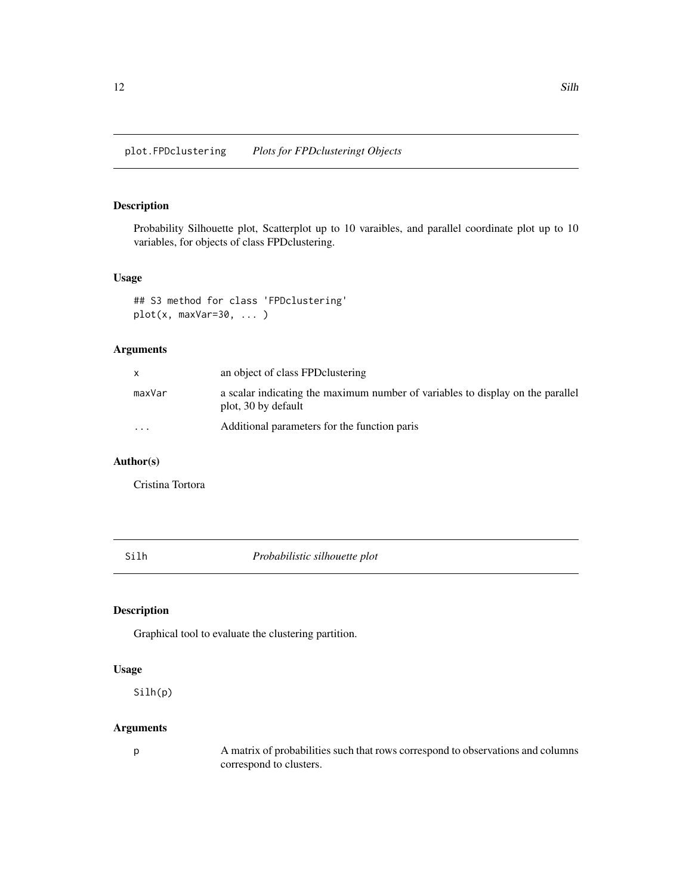## plot.FPDclustering *Plots for FPDclusteringt Objects*

### Description

Probability Silhouette plot, Scatterplot up to 10 varaibles, and parallel coordinate plot up to 10 variables, for objects of class FPDclustering.

### Usage

```
## S3 method for class 'FPDclustering'
plot(x, maxVar=30, ... )
```

### Arguments

| | |
|---|---|
| x | an object of class FPDclustering |
| maxVar | a scalar indicating the maximum number of variables to display on the parallel plot, 30 by default |
| ... | Additional parameters for the function paris |

### Author(s)

Cristina Tortora

## Silh *Probabilistic silhouette plot*

### Description

Graphical tool to evaluate the clustering partition.

### Usage

```
Silh(p)
```

### Arguments

| | |
|---|---|
| p | A matrix of probabilities such that rows correspond to observations and columns correspond to clusters. |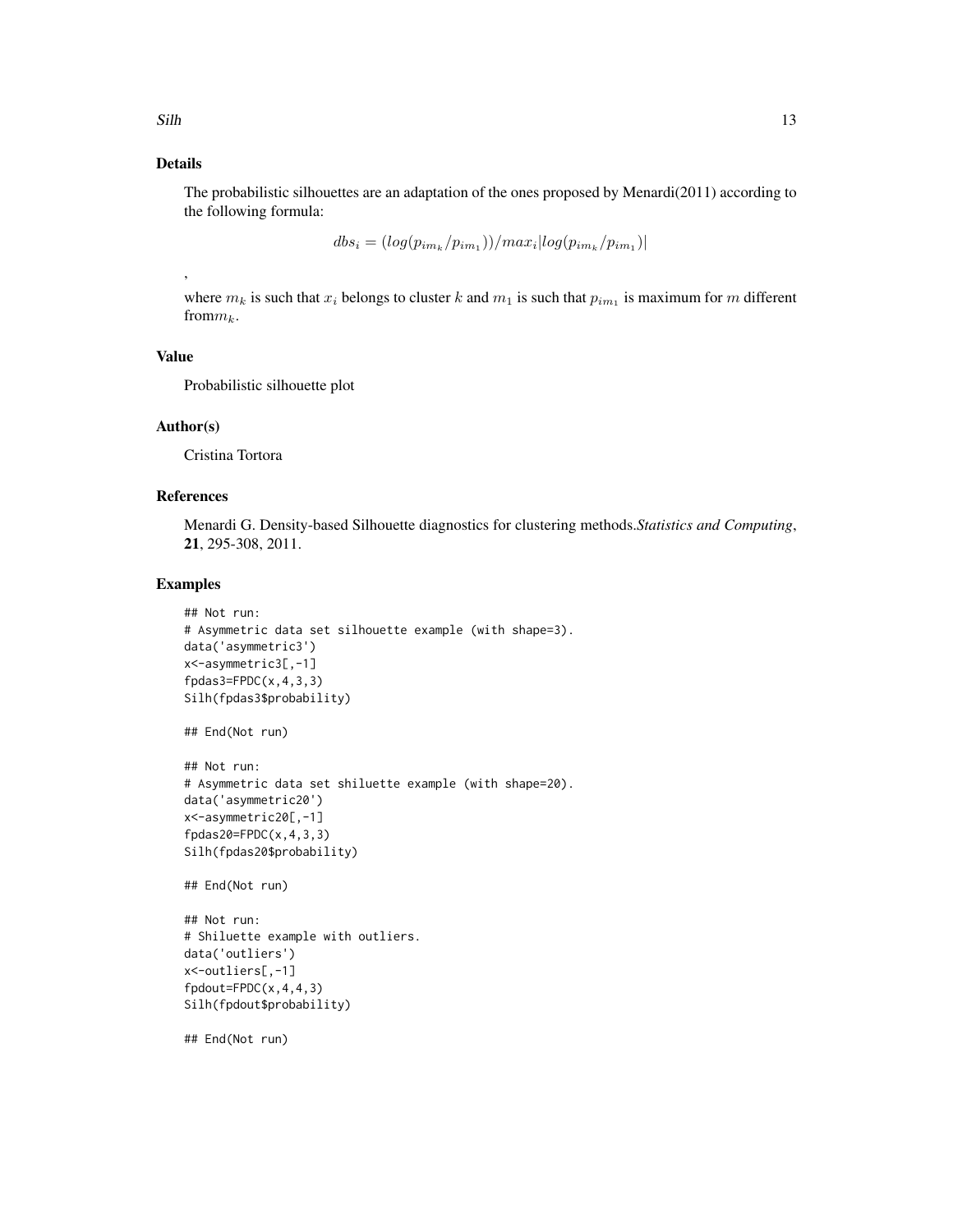## Details

The probabilistic silhouettes are an adaptation of the ones proposed by Menardi(2011) according to the following formula:

$$dbs_i = (log(p_{im_k}/p_{im_1}))/max_i|log(p_{im_k}/p_{im_1})|$$

,

where $m_k$ is such that $x_i$ belongs to cluster $k$ and $m_1$ is such that $p_{im_1}$ is maximum for $m$ different from$m_k$.

## Value

Probabilistic silhouette plot

## Author(s)

Cristina Tortora

## References

Menardi G. Density-based Silhouette diagnostics for clustering methods.*Statistics and Computing*, **21**, 295-308, 2011.

## Examples

```
## Not run:
# Asymmetric data set silhouette example (with shape=3).
data('asymmetric3')
x<-asymmetric3[,-1]
fpdas3=FPDC(x,4,3,3)
Silh(fpdas3$probability)

## End(Not run)

## Not run:
# Asymmetric data set shiluette example (with shape=20).
data('asymmetric20')
x<-asymmetric20[,-1]
fpdas20=FPDC(x,4,3,3)
Silh(fpdas20$probability)

## End(Not run)

## Not run:
# Shiluette example with outliers.
data('outliers')
x<-outliers[,-1]
fpdout=FPDC(x,4,4,3)
Silh(fpdout$probability)

## End(Not run)
```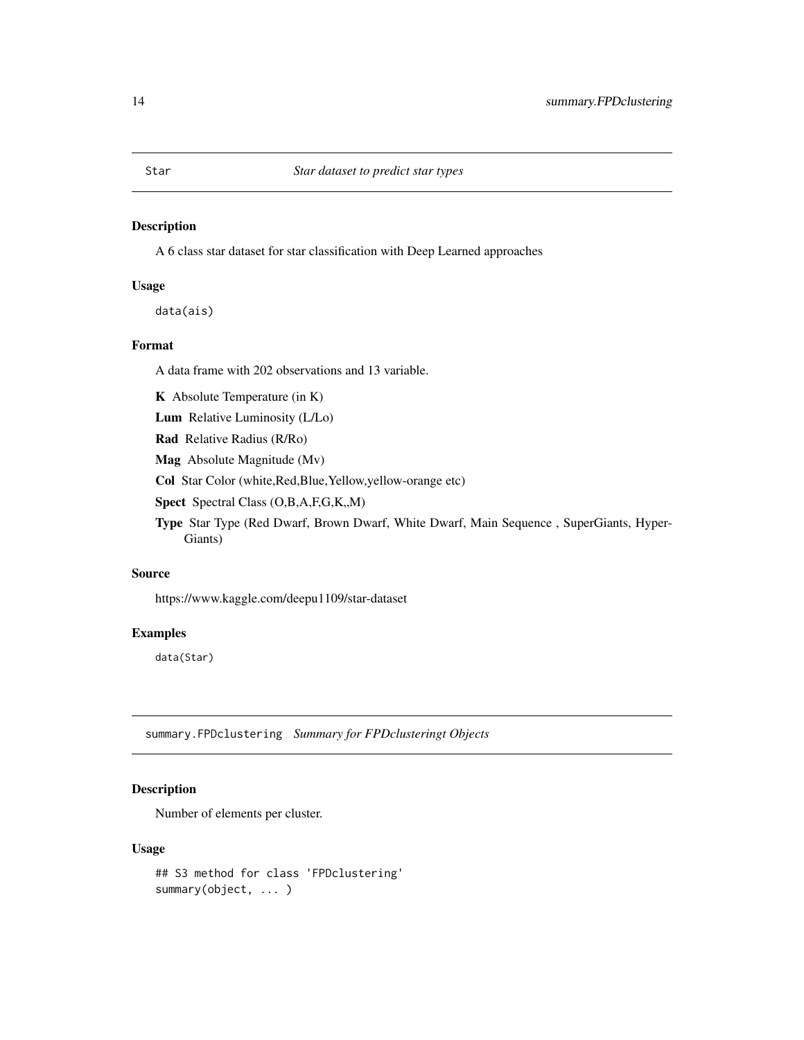## Star — *Star dataset to predict star types*

### Description

A 6 class star dataset for star classification with Deep Learned approaches

### Usage

```
data(ais)
```

### Format

A data frame with 202 observations and 13 variable.

**K** Absolute Temperature (in K)

**Lum** Relative Luminosity (L/Lo)

**Rad** Relative Radius (R/Ro)

**Mag** Absolute Magnitude (Mv)

**Col** Star Color (white,Red,Blue,Yellow,yellow-orange etc)

**Spect** Spectral Class (O,B,A,F,G,K,,M)

**Type** Star Type (Red Dwarf, Brown Dwarf, White Dwarf, Main Sequence , SuperGiants, Hyper-Giants)

### Source

https://www.kaggle.com/deepu1109/star-dataset

### Examples

```
data(Star)
```

## summary.FPDclustering — *Summary for FPDclusteringt Objects*

### Description

Number of elements per cluster.

### Usage

```
## S3 method for class 'FPDclustering'
summary(object, ... )
```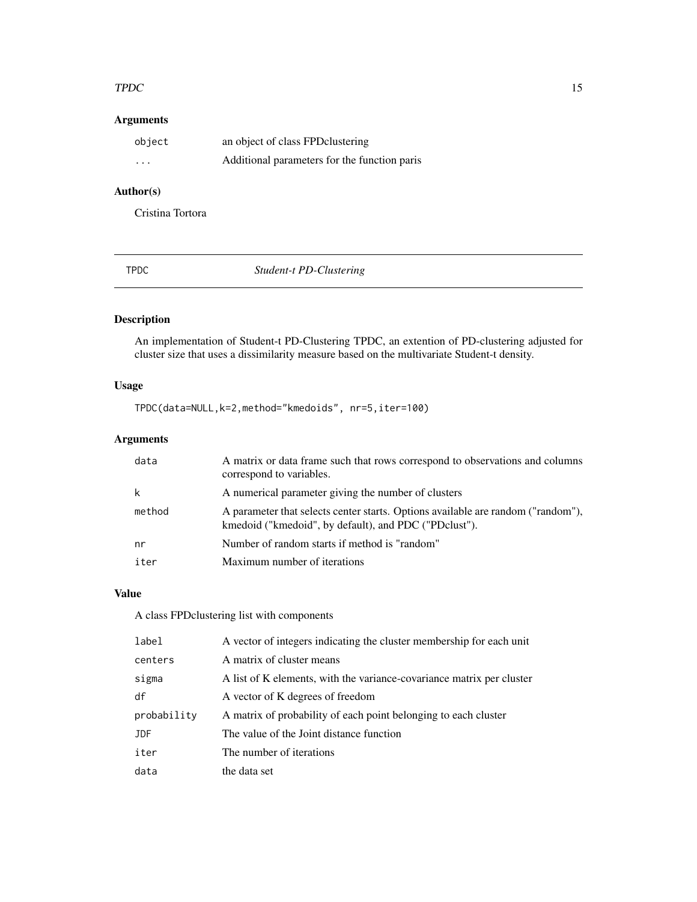## Arguments

| | |
|---|---|
| `object` | an object of class FPDclustering |
| `...` | Additional parameters for the function paris |

## Author(s)

Cristina Tortora

---

# TPDC — *Student-t PD-Clustering*

---

## Description

An implementation of Student-t PD-Clustering TPDC, an extention of PD-clustering adjusted for cluster size that uses a dissimilarity measure based on the multivariate Student-t density.

## Usage

```
TPDC(data=NULL,k=2,method="kmedoids", nr=5,iter=100)
```

## Arguments

| | |
|---|---|
| `data` | A matrix or data frame such that rows correspond to observations and columns correspond to variables. |
| `k` | A numerical parameter giving the number of clusters |
| `method` | A parameter that selects center starts. Options available are random ("random"), kmedoid ("kmedoid", by default), and PDC ("PDclust"). |
| `nr` | Number of random starts if method is "random" |
| `iter` | Maximum number of iterations |

## Value

A class FPDclustering list with components

| | |
|---|---|
| `label` | A vector of integers indicating the cluster membership for each unit |
| `centers` | A matrix of cluster means |
| `sigma` | A list of K elements, with the variance-covariance matrix per cluster |
| `df` | A vector of K degrees of freedom |
| `probability` | A matrix of probability of each point belonging to each cluster |
| `JDF` | The value of the Joint distance function |
| `iter` | The number of iterations |
| `data` | the data set |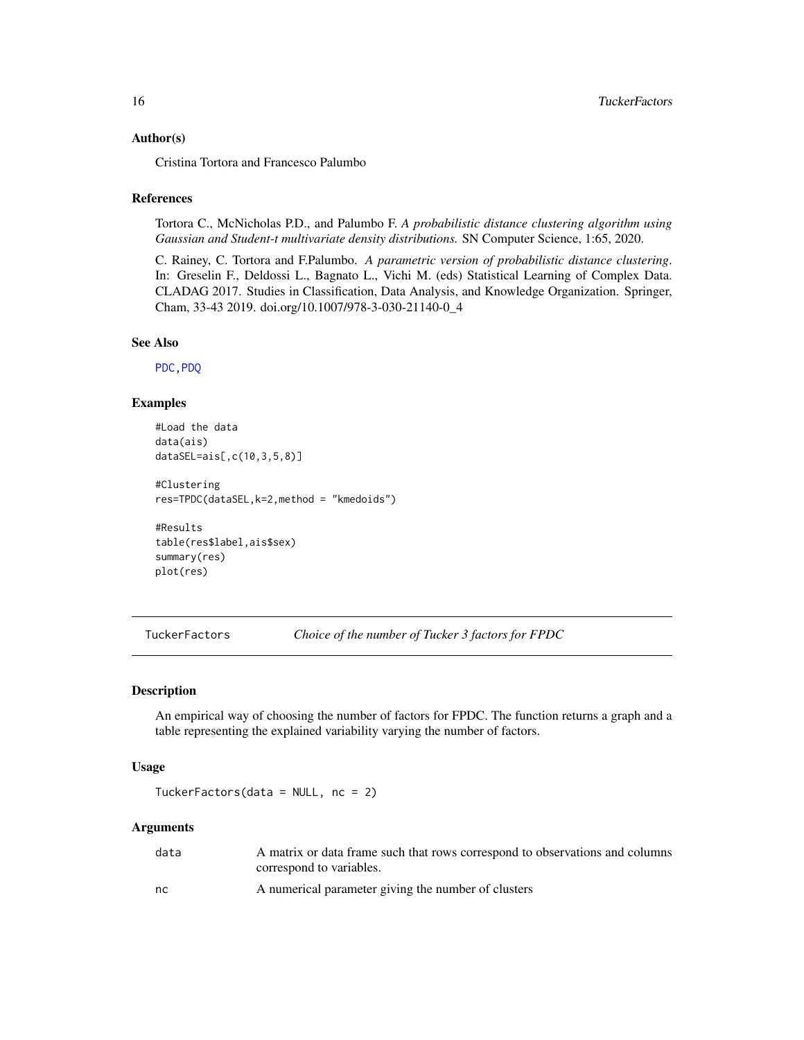### Author(s)

Cristina Tortora and Francesco Palumbo

### References

Tortora C., McNicholas P.D., and Palumbo F. *A probabilistic distance clustering algorithm using Gaussian and Student-t multivariate density distributions.* SN Computer Science, 1:65, 2020.

C. Rainey, C. Tortora and F.Palumbo. *A parametric version of probabilistic distance clustering*. In: Greselin F., Deldossi L., Bagnato L., Vichi M. (eds) Statistical Learning of Complex Data. CLADAG 2017. Studies in Classification, Data Analysis, and Knowledge Organization. Springer, Cham, 33-43 2019. doi.org/10.1007/978-3-030-21140-0_4

### See Also

PDC, PDQ

### Examples

```
#Load the data
data(ais)
dataSEL=ais[,c(10,3,5,8)]

#Clustering
res=TPDC(dataSEL,k=2,method = "kmedoids")

#Results
table(res$label,ais$sex)
summary(res)
plot(res)
```

---

## TuckerFactors    *Choice of the number of Tucker 3 factors for FPDC*

### Description

An empirical way of choosing the number of factors for FPDC. The function returns a graph and a table representing the explained variability varying the number of factors.

### Usage

```
TuckerFactors(data = NULL, nc = 2)
```

### Arguments

| | |
|---|---|
| data | A matrix or data frame such that rows correspond to observations and columns correspond to variables. |
| nc | A numerical parameter giving the number of clusters |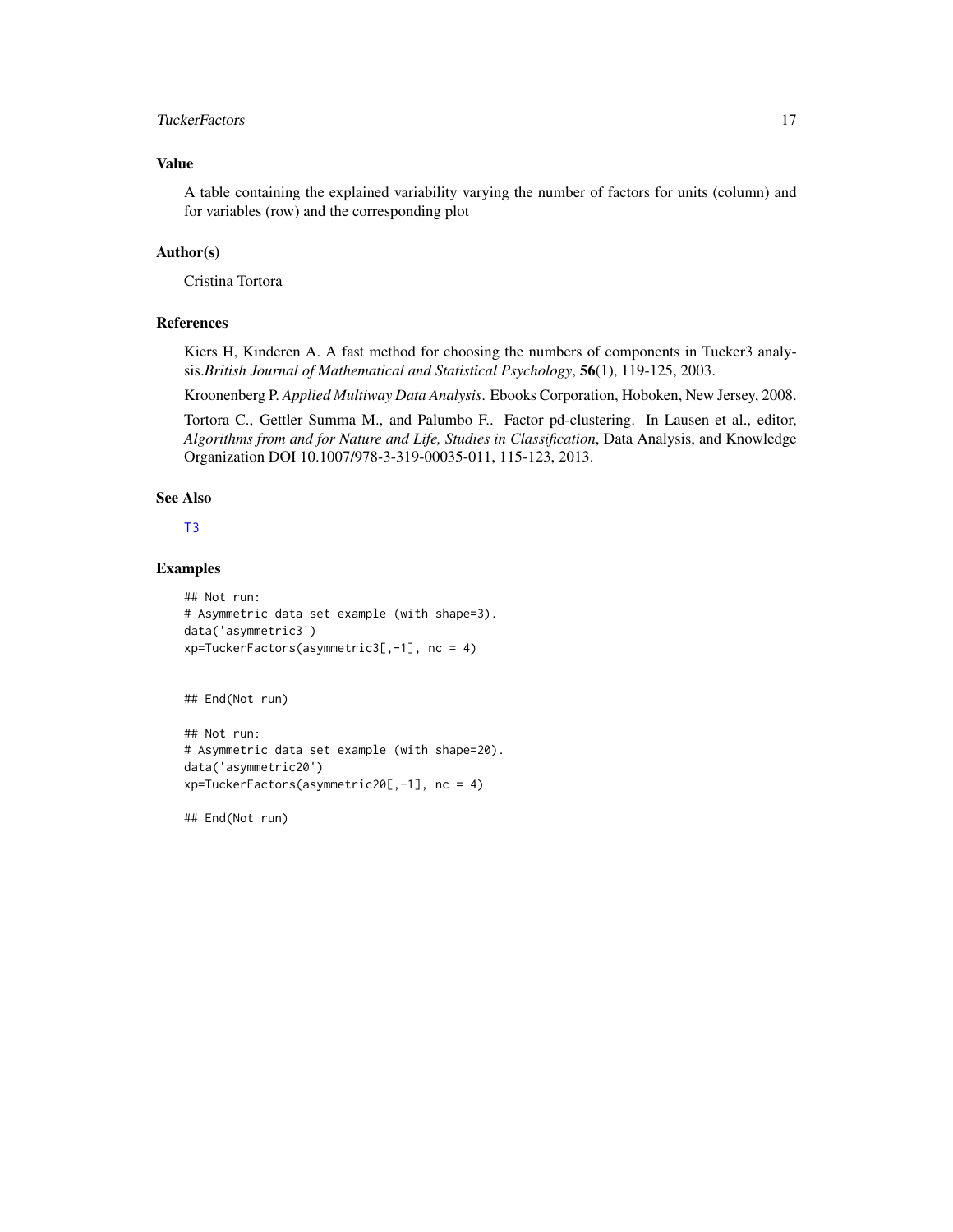### Value

A table containing the explained variability varying the number of factors for units (column) and for variables (row) and the corresponding plot

### Author(s)

Cristina Tortora

### References

Kiers H, Kinderen A. A fast method for choosing the numbers of components in Tucker3 analysis.*British Journal of Mathematical and Statistical Psychology*, **56**(1), 119-125, 2003.

Kroonenberg P. *Applied Multiway Data Analysis*. Ebooks Corporation, Hoboken, New Jersey, 2008.

Tortora C., Gettler Summa M., and Palumbo F.. Factor pd-clustering. In Lausen et al., editor, *Algorithms from and for Nature and Life, Studies in Classification*, Data Analysis, and Knowledge Organization DOI 10.1007/978-3-319-00035-011, 115-123, 2013.

### See Also

T3

### Examples

```
## Not run:
# Asymmetric data set example (with shape=3).
data('asymmetric3')
xp=TuckerFactors(asymmetric3[,-1], nc = 4)


## End(Not run)

## Not run:
# Asymmetric data set example (with shape=20).
data('asymmetric20')
xp=TuckerFactors(asymmetric20[,-1], nc = 4)

## End(Not run)
```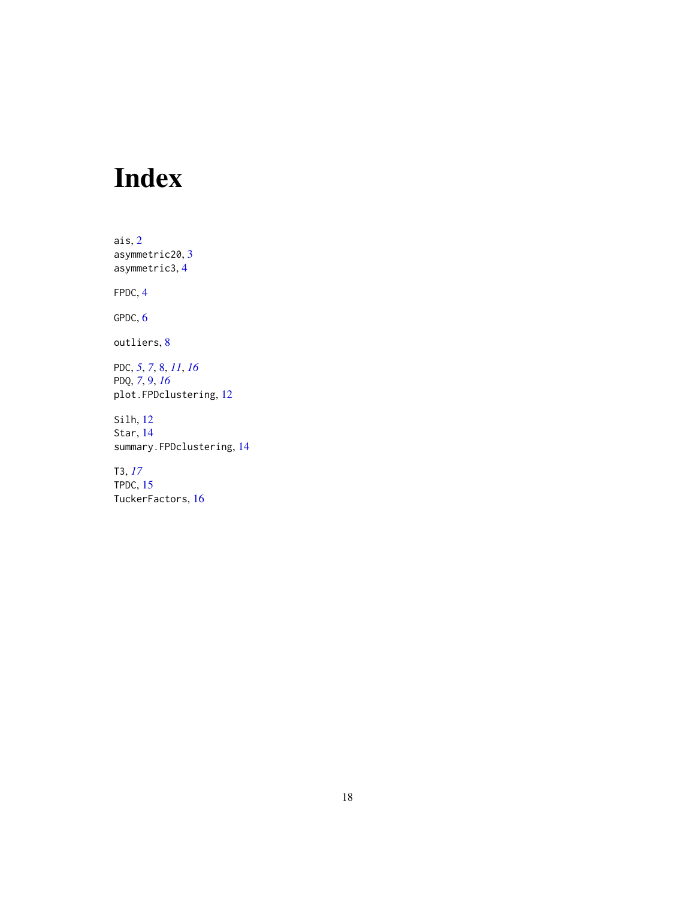# Index

ais, 2
asymmetric20, 3
asymmetric3, 4

FPDC, 4

GPDC, 6

outliers, 8

PDC, *5*, *7*, 8, *11*, *16*
PDQ, *7*, 9, *16*
plot.FPDclustering, 12

Silh, 12
Star, 14
summary.FPDclustering, 14

T3, *17*
TPDC, 15
TuckerFactors, 16